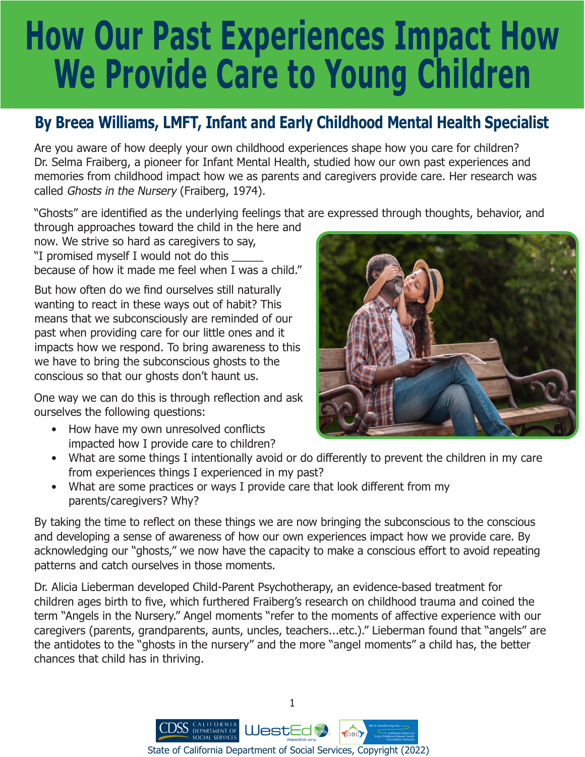# How Our Past Experiences Impact How We Provide Care to Young Children

## By Breea Williams, LMFT, Infant and Early Childhood Mental Health Specialist

Are you aware of how deeply your own childhood experiences shape how you care for children? Dr. Selma Fraiberg, a pioneer for Infant Mental Health, studied how our own past experiences and memories from childhood impact how we as parents and caregivers provide care. Her research was called *Ghosts in the Nursery* (Fraiberg, 1974).

"Ghosts" are identified as the underlying feelings that are expressed through thoughts, behavior, and through approaches toward the child in the here and now. We strive so hard as caregivers to say, "I promised myself I would not do this _____ because of how it made me feel when I was a child."

But how often do we find ourselves still naturally wanting to react in these ways out of habit? This means that we subconsciously are reminded of our past when providing care for our little ones and it impacts how we respond. To bring awareness to this we have to bring the subconscious ghosts to the conscious so that our ghosts don't haunt us.

One way we can do this is through reflection and ask ourselves the following questions:

- How have my own unresolved conflicts impacted how I provide care to children?
- What are some things I intentionally avoid or do differently to prevent the children in my care from experiences things I experienced in my past?
- What are some practices or ways I provide care that look different from my parents/caregivers? Why?

By taking the time to reflect on these things we are now bringing the subconscious to the conscious and developing a sense of awareness of how our own experiences impact how we provide care. By acknowledging our "ghosts," we now have the capacity to make a conscious effort to avoid repeating patterns and catch ourselves in those moments.

Dr. Alicia Lieberman developed Child-Parent Psychotherapy, an evidence-based treatment for children ages birth to five, which furthered Fraiberg's research on childhood trauma and coined the term "Angels in the Nursery." Angel moments "refer to the moments of affective experience with our caregivers (parents, grandparents, aunts, uncles, teachers...etc.)." Lieberman found that "angels" are the antidotes to the "ghosts in the nursery" and the more "angel moments" a child has, the better chances that child has in thriving.

State of California Department of Social Services, Copyright (2022)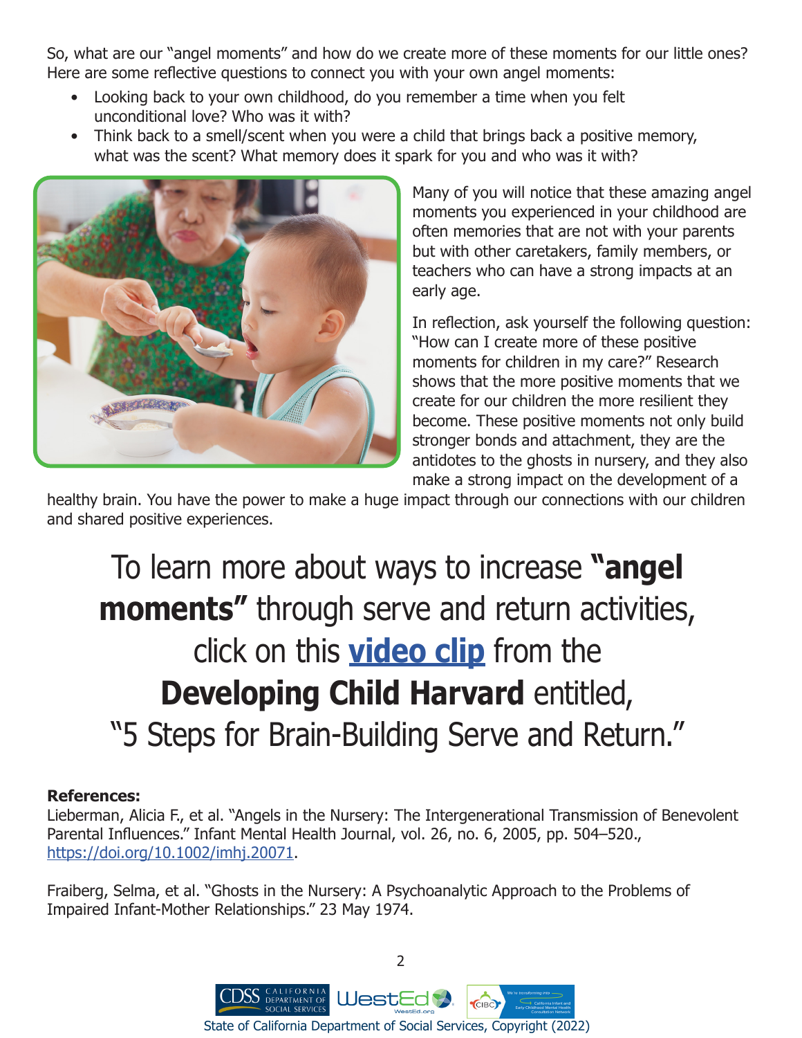So, what are our "angel moments" and how do we create more of these moments for our little ones? Here are some reflective questions to connect you with your own angel moments:

- Looking back to your own childhood, do you remember a time when you felt unconditional love? Who was it with?
- Think back to a smell/scent when you were a child that brings back a positive memory, what was the scent? What memory does it spark for you and who was it with?

Many of you will notice that these amazing angel moments you experienced in your childhood are often memories that are not with your parents but with other caretakers, family members, or teachers who can have a strong impacts at an early age.

In reflection, ask yourself the following question: "How can I create more of these positive moments for children in my care?" Research shows that the more positive moments that we create for our children the more resilient they become. These positive moments not only build stronger bonds and attachment, they are the antidotes to the ghosts in nursery, and they also make a strong impact on the development of a healthy brain. You have the power to make a huge impact through our connections with our children and shared positive experiences.

## To learn more about ways to increase **"angel moments"** through serve and return activities, click on this **video clip** from the **Developing Child Harvard** entitled, "5 Steps for Brain-Building Serve and Return."

**References:**

Lieberman, Alicia F., et al. "Angels in the Nursery: The Intergenerational Transmission of Benevolent Parental Influences." Infant Mental Health Journal, vol. 26, no. 6, 2005, pp. 504–520., https://doi.org/10.1002/imhj.20071.

Fraiberg, Selma, et al. "Ghosts in the Nursery: A Psychoanalytic Approach to the Problems of Impaired Infant-Mother Relationships." 23 May 1974.

State of California Department of Social Services, Copyright (2022)